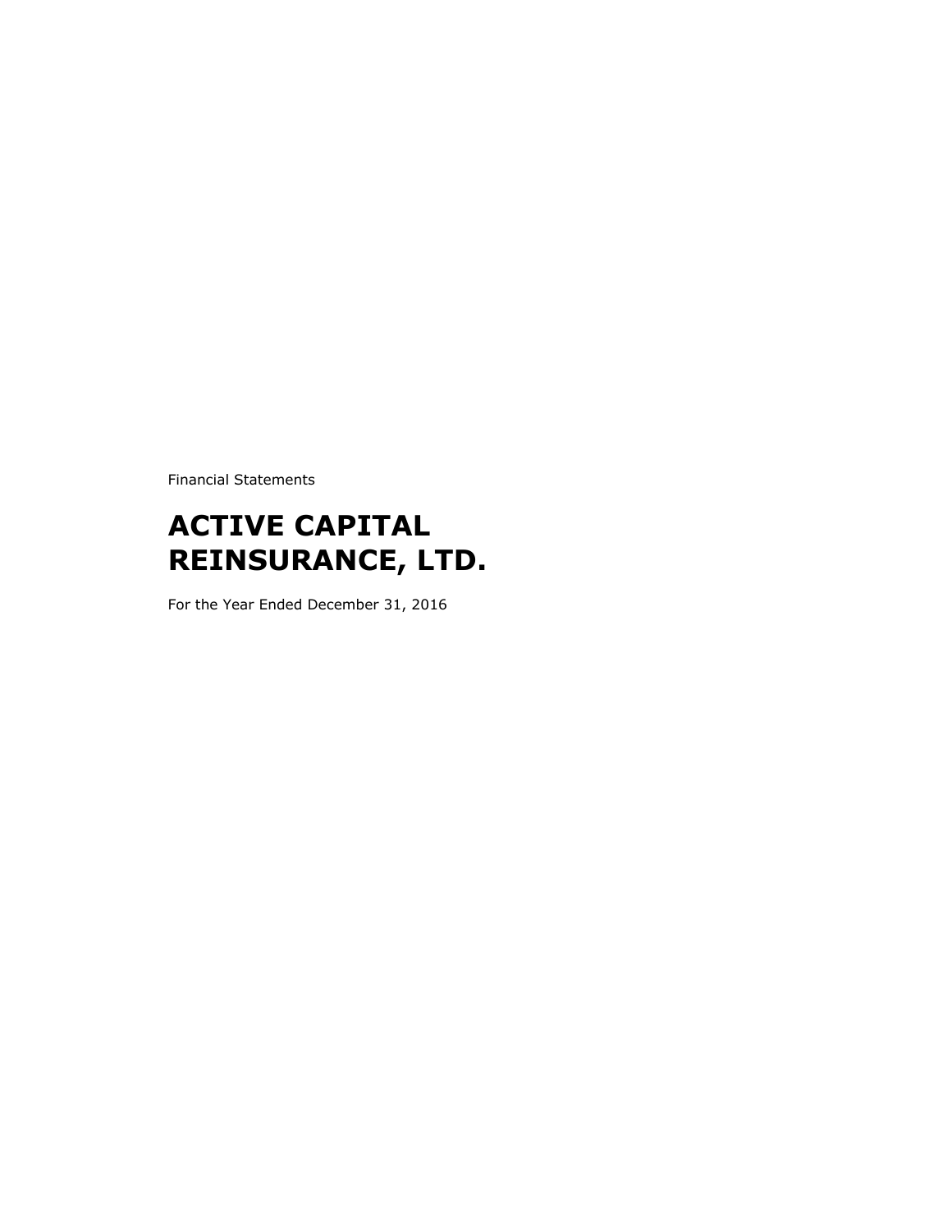Financial Statements

# ACTIVE CAPITAL REINSURANCE, LTD.

For the Year Ended December 31, 2016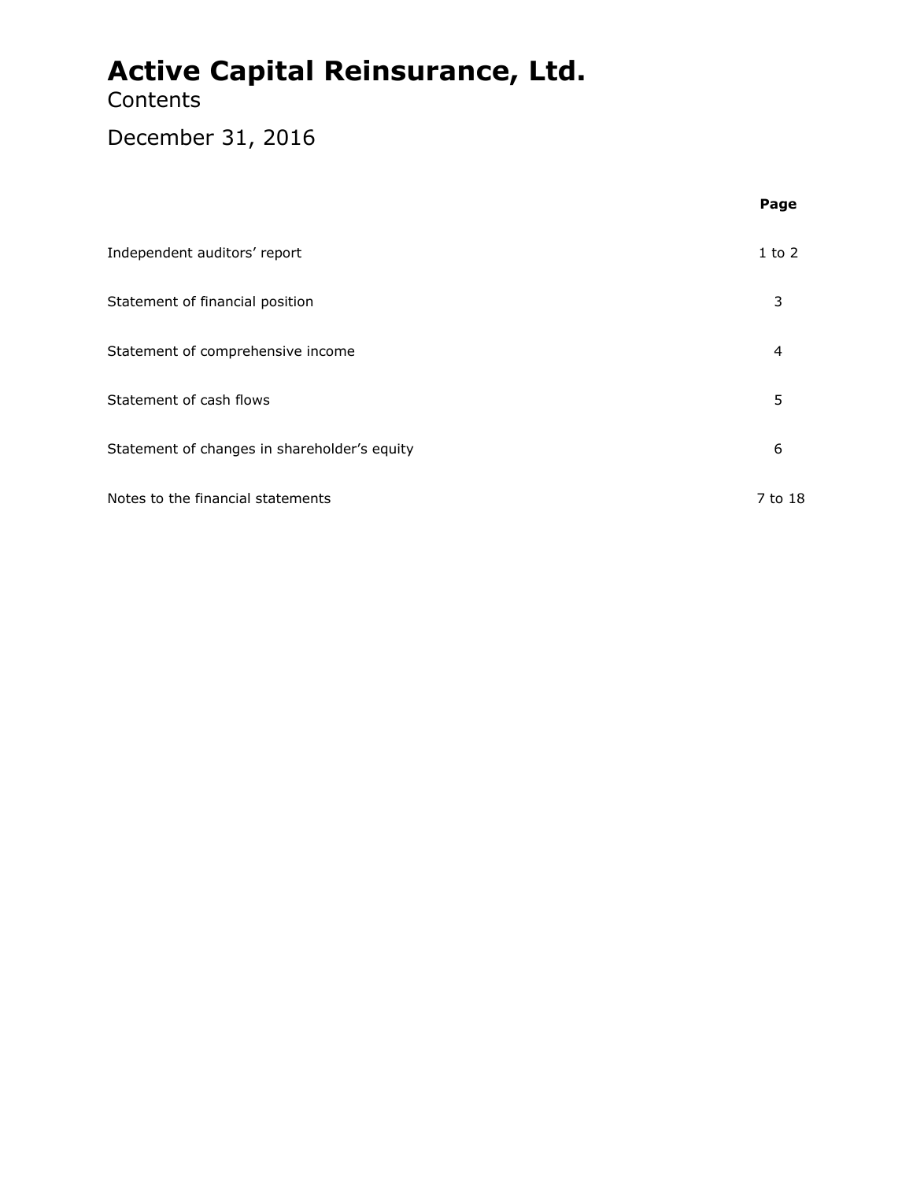# Active Capital Reinsurance, Ltd.

Contents

December 31, 2016

| | **Page** |
|---|---|
| Independent auditors' report | 1 to 2 |
| Statement of financial position | 3 |
| Statement of comprehensive income | 4 |
| Statement of cash flows | 5 |
| Statement of changes in shareholder's equity | 6 |
| Notes to the financial statements | 7 to 18 |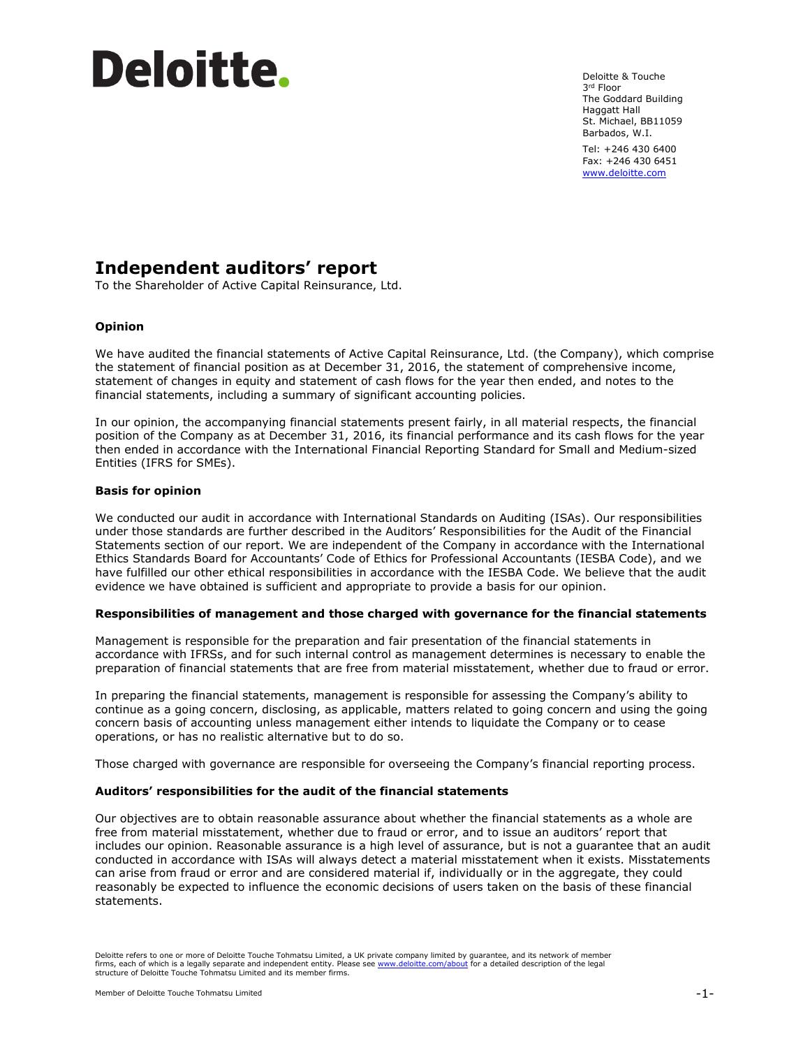Deloitte.

Deloitte & Touche
3rd Floor
The Goddard Building
Haggatt Hall
St. Michael, BB11059
Barbados, W.I.

Tel: +246 430 6400
Fax: +246 430 6451
www.deloitte.com

# Independent auditors' report

To the Shareholder of Active Capital Reinsurance, Ltd.

### Opinion

We have audited the financial statements of Active Capital Reinsurance, Ltd. (the Company), which comprise the statement of financial position as at December 31, 2016, the statement of comprehensive income, statement of changes in equity and statement of cash flows for the year then ended, and notes to the financial statements, including a summary of significant accounting policies.

In our opinion, the accompanying financial statements present fairly, in all material respects, the financial position of the Company as at December 31, 2016, its financial performance and its cash flows for the year then ended in accordance with the International Financial Reporting Standard for Small and Medium-sized Entities (IFRS for SMEs).

### Basis for opinion

We conducted our audit in accordance with International Standards on Auditing (ISAs). Our responsibilities under those standards are further described in the Auditors' Responsibilities for the Audit of the Financial Statements section of our report. We are independent of the Company in accordance with the International Ethics Standards Board for Accountants' Code of Ethics for Professional Accountants (IESBA Code), and we have fulfilled our other ethical responsibilities in accordance with the IESBA Code. We believe that the audit evidence we have obtained is sufficient and appropriate to provide a basis for our opinion.

### Responsibilities of management and those charged with governance for the financial statements

Management is responsible for the preparation and fair presentation of the financial statements in accordance with IFRSs, and for such internal control as management determines is necessary to enable the preparation of financial statements that are free from material misstatement, whether due to fraud or error.

In preparing the financial statements, management is responsible for assessing the Company's ability to continue as a going concern, disclosing, as applicable, matters related to going concern and using the going concern basis of accounting unless management either intends to liquidate the Company or to cease operations, or has no realistic alternative but to do so.

Those charged with governance are responsible for overseeing the Company's financial reporting process.

### Auditors' responsibilities for the audit of the financial statements

Our objectives are to obtain reasonable assurance about whether the financial statements as a whole are free from material misstatement, whether due to fraud or error, and to issue an auditors' report that includes our opinion. Reasonable assurance is a high level of assurance, but is not a guarantee that an audit conducted in accordance with ISAs will always detect a material misstatement when it exists. Misstatements can arise from fraud or error and are considered material if, individually or in the aggregate, they could reasonably be expected to influence the economic decisions of users taken on the basis of these financial statements.

Deloitte refers to one or more of Deloitte Touche Tohmatsu Limited, a UK private company limited by guarantee, and its network of member firms, each of which is a legally separate and independent entity. Please see www.deloitte.com/about for a detailed description of the legal structure of Deloitte Touche Tohmatsu Limited and its member firms.

Member of Deloitte Touche Tohmatsu Limited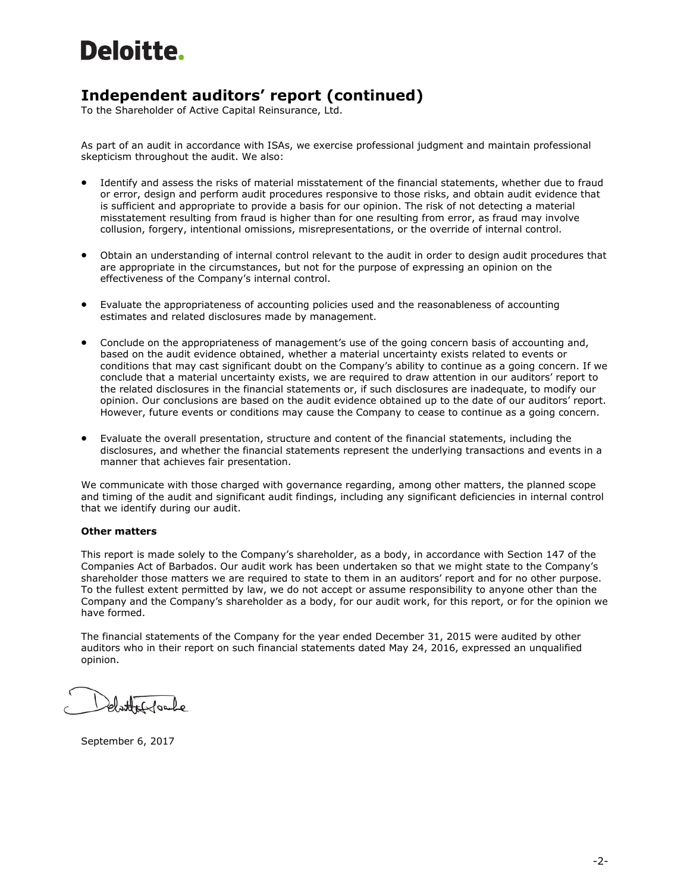# Independent auditors' report (continued)

To the Shareholder of Active Capital Reinsurance, Ltd.

As part of an audit in accordance with ISAs, we exercise professional judgment and maintain professional skepticism throughout the audit. We also:

- Identify and assess the risks of material misstatement of the financial statements, whether due to fraud or error, design and perform audit procedures responsive to those risks, and obtain audit evidence that is sufficient and appropriate to provide a basis for our opinion. The risk of not detecting a material misstatement resulting from fraud is higher than for one resulting from error, as fraud may involve collusion, forgery, intentional omissions, misrepresentations, or the override of internal control.

- Obtain an understanding of internal control relevant to the audit in order to design audit procedures that are appropriate in the circumstances, but not for the purpose of expressing an opinion on the effectiveness of the Company's internal control.

- Evaluate the appropriateness of accounting policies used and the reasonableness of accounting estimates and related disclosures made by management.

- Conclude on the appropriateness of management's use of the going concern basis of accounting and, based on the audit evidence obtained, whether a material uncertainty exists related to events or conditions that may cast significant doubt on the Company's ability to continue as a going concern. If we conclude that a material uncertainty exists, we are required to draw attention in our auditors' report to the related disclosures in the financial statements or, if such disclosures are inadequate, to modify our opinion. Our conclusions are based on the audit evidence obtained up to the date of our auditors' report. However, future events or conditions may cause the Company to cease to continue as a going concern.

- Evaluate the overall presentation, structure and content of the financial statements, including the disclosures, and whether the financial statements represent the underlying transactions and events in a manner that achieves fair presentation.

We communicate with those charged with governance regarding, among other matters, the planned scope and timing of the audit and significant audit findings, including any significant deficiencies in internal control that we identify during our audit.

**Other matters**

This report is made solely to the Company's shareholder, as a body, in accordance with Section 147 of the Companies Act of Barbados. Our audit work has been undertaken so that we might state to the Company's shareholder those matters we are required to state to them in an auditors' report and for no other purpose. To the fullest extent permitted by law, we do not accept or assume responsibility to anyone other than the Company and the Company's shareholder as a body, for our audit work, for this report, or for the opinion we have formed.

The financial statements of the Company for the year ended December 31, 2015 were audited by other auditors who in their report on such financial statements dated May 24, 2016, expressed an unqualified opinion.

Deloitte & Touche

September 6, 2017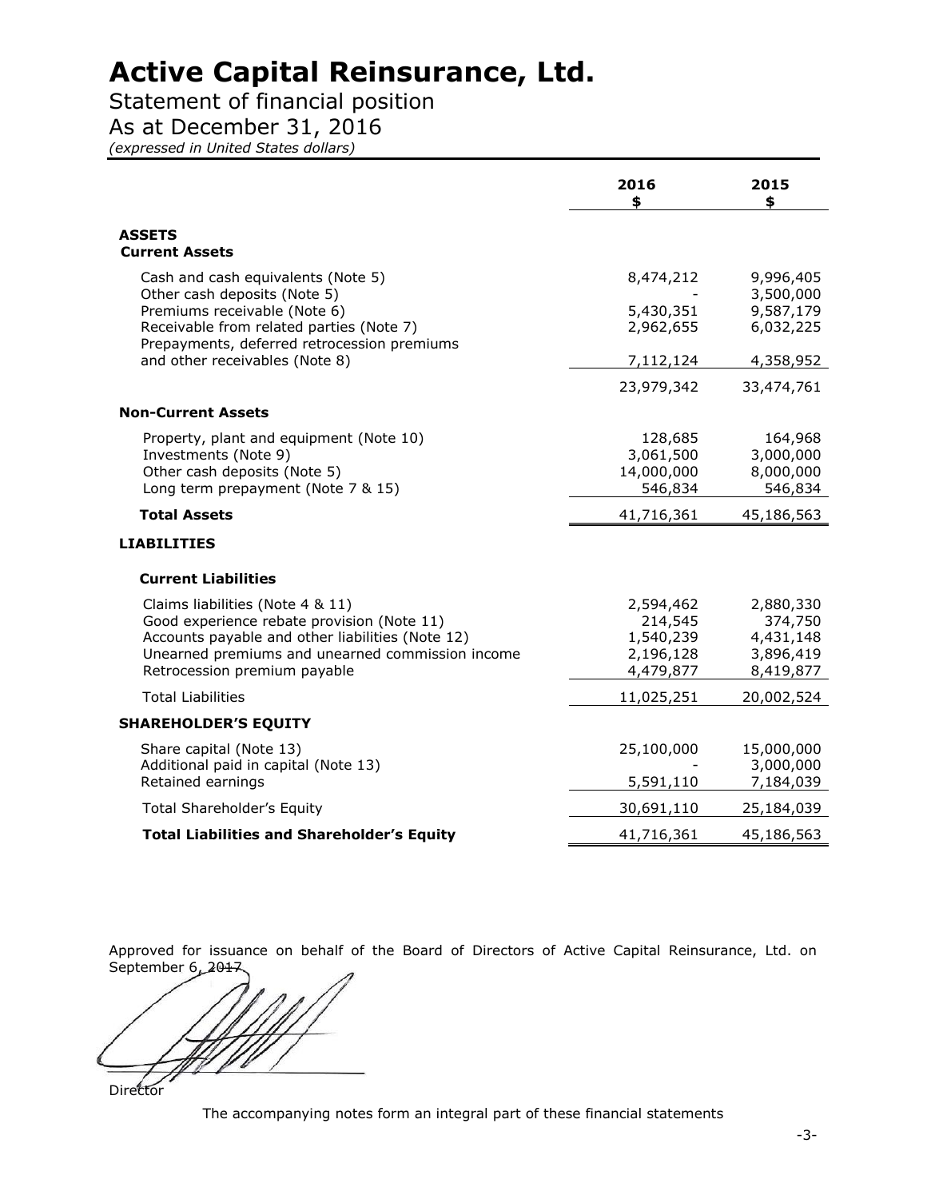# Active Capital Reinsurance, Ltd.

Statement of financial position

As at December 31, 2016

*(expressed in United States dollars)*

| | 2016<br>$ | 2015<br>$ |
|---|---|---|
| **ASSETS** | | |
| **Current Assets** | | |
| Cash and cash equivalents (Note 5) | 8,474,212 | 9,996,405 |
| Other cash deposits (Note 5) | - | 3,500,000 |
| Premiums receivable (Note 6) | 5,430,351 | 9,587,179 |
| Receivable from related parties (Note 7) | 2,962,655 | 6,032,225 |
| Prepayments, deferred retrocession premiums and other receivables (Note 8) | 7,112,124 | 4,358,952 |
| | 23,979,342 | 33,474,761 |
| **Non-Current Assets** | | |
| Property, plant and equipment (Note 10) | 128,685 | 164,968 |
| Investments (Note 9) | 3,061,500 | 3,000,000 |
| Other cash deposits (Note 5) | 14,000,000 | 8,000,000 |
| Long term prepayment (Note 7 & 15) | 546,834 | 546,834 |
| **Total Assets** | 41,716,361 | 45,186,563 |
| **LIABILITIES** | | |
| **Current Liabilities** | | |
| Claims liabilities (Note 4 & 11) | 2,594,462 | 2,880,330 |
| Good experience rebate provision (Note 11) | 214,545 | 374,750 |
| Accounts payable and other liabilities (Note 12) | 1,540,239 | 4,431,148 |
| Unearned premiums and unearned commission income | 2,196,128 | 3,896,419 |
| Retrocession premium payable | 4,479,877 | 8,419,877 |
| Total Liabilities | 11,025,251 | 20,002,524 |
| **SHAREHOLDER'S EQUITY** | | |
| Share capital (Note 13) | 25,100,000 | 15,000,000 |
| Additional paid in capital (Note 13) | - | 3,000,000 |
| Retained earnings | 5,591,110 | 7,184,039 |
| Total Shareholder's Equity | 30,691,110 | 25,184,039 |
| **Total Liabilities and Shareholder's Equity** | 41,716,361 | 45,186,563 |

Approved for issuance on behalf of the Board of Directors of Active Capital Reinsurance, Ltd. on September 6, 2017

Director

The accompanying notes form an integral part of these financial statements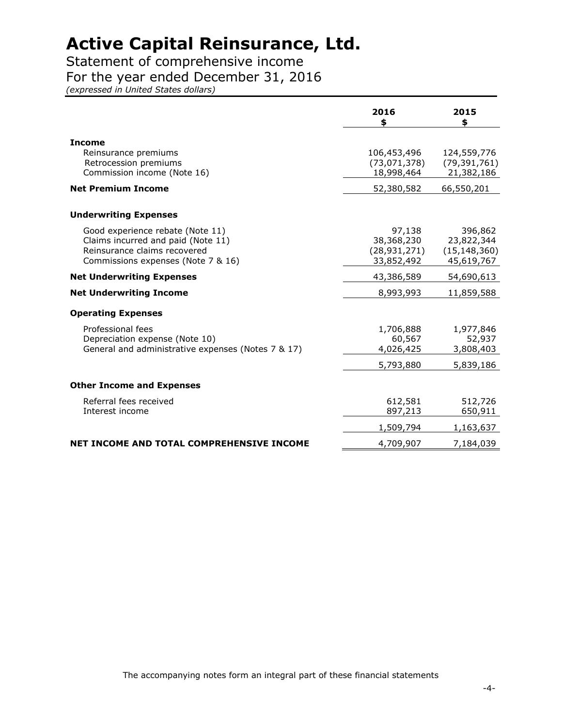# Active Capital Reinsurance, Ltd.

## Statement of comprehensive income

## For the year ended December 31, 2016

*(expressed in United States dollars)*

| | 2016<br>$ | 2015<br>$ |
|---|---|---|
| **Income** | | |
| Reinsurance premiums | 106,453,496 | 124,559,776 |
| Retrocession premiums | (73,071,378) | (79,391,761) |
| Commission income (Note 16) | 18,998,464 | 21,382,186 |
| **Net Premium Income** | 52,380,582 | 66,550,201 |
| **Underwriting Expenses** | | |
| Good experience rebate (Note 11) | 97,138 | 396,862 |
| Claims incurred and paid (Note 11) | 38,368,230 | 23,822,344 |
| Reinsurance claims recovered | (28,931,271) | (15,148,360) |
| Commissions expenses (Note 7 & 16) | 33,852,492 | 45,619,767 |
| **Net Underwriting Expenses** | 43,386,589 | 54,690,613 |
| **Net Underwriting Income** | 8,993,993 | 11,859,588 |
| **Operating Expenses** | | |
| Professional fees | 1,706,888 | 1,977,846 |
| Depreciation expense (Note 10) | 60,567 | 52,937 |
| General and administrative expenses (Notes 7 & 17) | 4,026,425 | 3,808,403 |
| | 5,793,880 | 5,839,186 |
| **Other Income and Expenses** | | |
| Referral fees received | 612,581 | 512,726 |
| Interest income | 897,213 | 650,911 |
| | 1,509,794 | 1,163,637 |
| **NET INCOME AND TOTAL COMPREHENSIVE INCOME** | 4,709,907 | 7,184,039 |

The accompanying notes form an integral part of these financial statements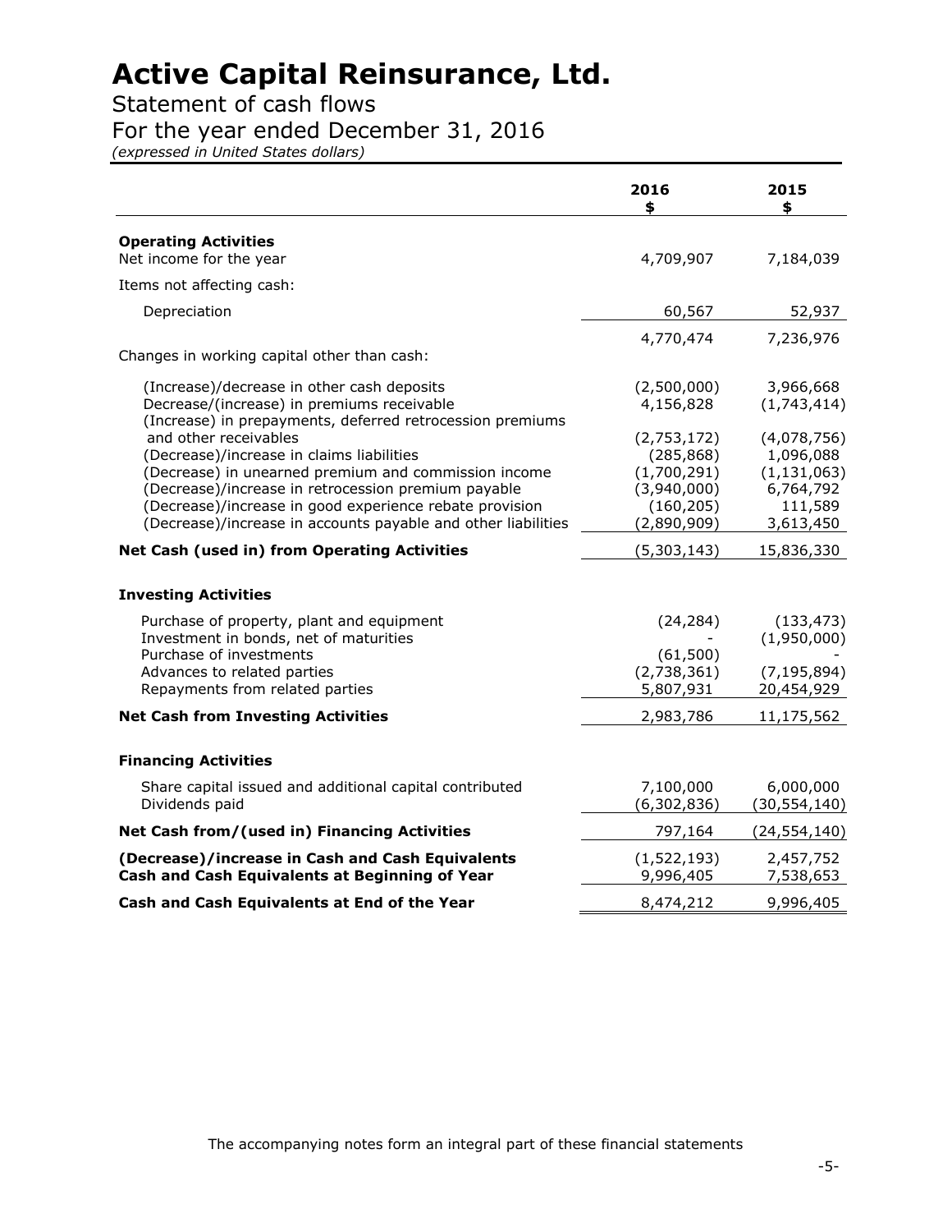# Active Capital Reinsurance, Ltd.

## Statement of cash flows

## For the year ended December 31, 2016

*(expressed in United States dollars)*

| | 2016<br>$ | 2015<br>$ |
|---|---|---|
| **Operating Activities** | | |
| Net income for the year | 4,709,907 | 7,184,039 |
| Items not affecting cash: | | |
| Depreciation | 60,567 | 52,937 |
| | 4,770,474 | 7,236,976 |
| Changes in working capital other than cash: | | |
| (Increase)/decrease in other cash deposits | (2,500,000) | 3,966,668 |
| Decrease/(increase) in premiums receivable | 4,156,828 | (1,743,414) |
| (Increase) in prepayments, deferred retrocession premiums and other receivables | (2,753,172) | (4,078,756) |
| (Decrease)/increase in claims liabilities | (285,868) | 1,096,088 |
| (Decrease) in unearned premium and commission income | (1,700,291) | (1,131,063) |
| (Decrease)/increase in retrocession premium payable | (3,940,000) | 6,764,792 |
| (Decrease)/increase in good experience rebate provision | (160,205) | 111,589 |
| (Decrease)/increase in accounts payable and other liabilities | (2,890,909) | 3,613,450 |
| **Net Cash (used in) from Operating Activities** | (5,303,143) | 15,836,330 |
| **Investing Activities** | | |
| Purchase of property, plant and equipment | (24,284) | (133,473) |
| Investment in bonds, net of maturities | - | (1,950,000) |
| Purchase of investments | (61,500) | - |
| Advances to related parties | (2,738,361) | (7,195,894) |
| Repayments from related parties | 5,807,931 | 20,454,929 |
| **Net Cash from Investing Activities** | 2,983,786 | 11,175,562 |
| **Financing Activities** | | |
| Share capital issued and additional capital contributed | 7,100,000 | 6,000,000 |
| Dividends paid | (6,302,836) | (30,554,140) |
| **Net Cash from/(used in) Financing Activities** | 797,164 | (24,554,140) |
| **(Decrease)/increase in Cash and Cash Equivalents** | (1,522,193) | 2,457,752 |
| **Cash and Cash Equivalents at Beginning of Year** | 9,996,405 | 7,538,653 |
| **Cash and Cash Equivalents at End of the Year** | 8,474,212 | 9,996,405 |

The accompanying notes form an integral part of these financial statements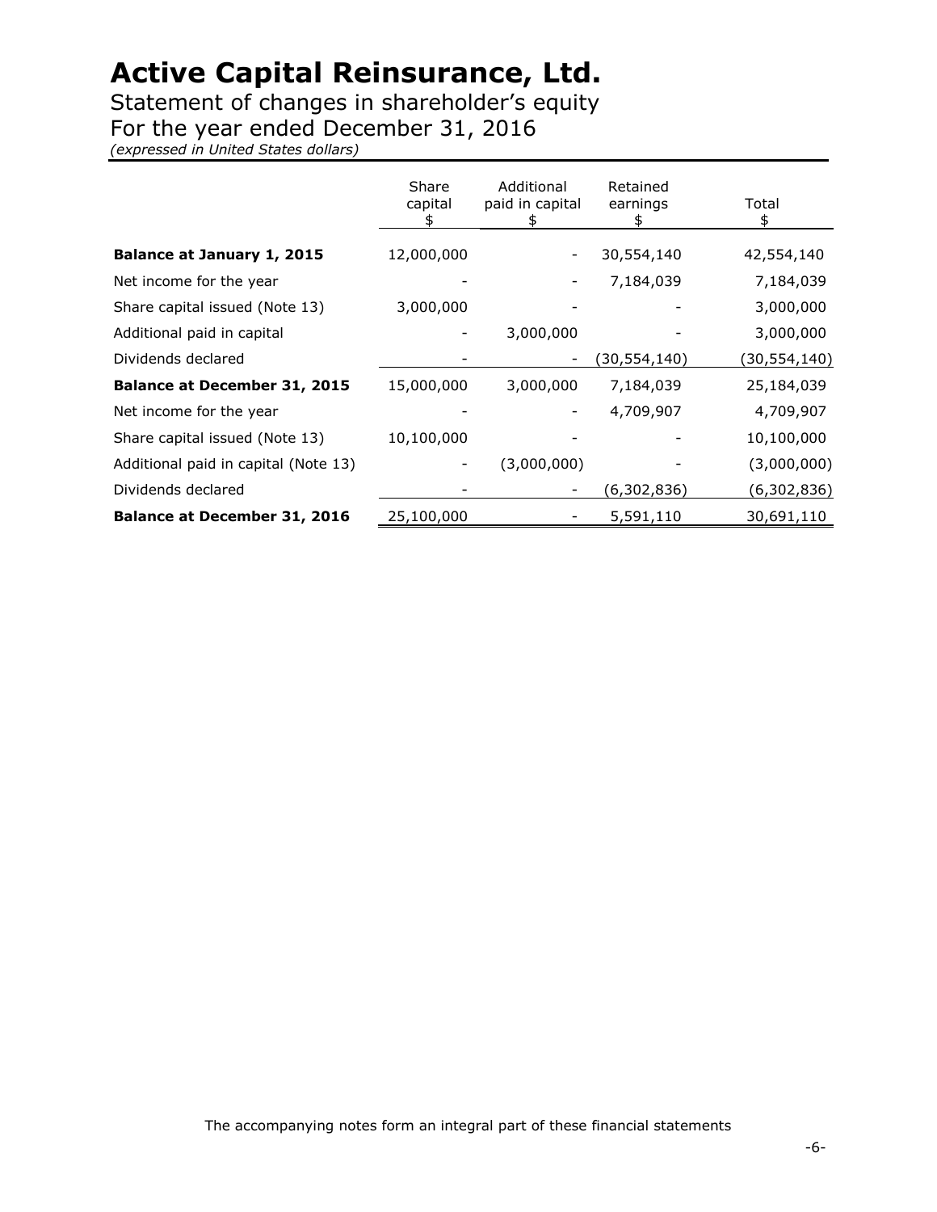# Active Capital Reinsurance, Ltd.

## Statement of changes in shareholder's equity

## For the year ended December 31, 2016

*(expressed in United States dollars)*

| | Share capital $ | Additional paid in capital $ | Retained earnings $ | Total $ |
|---|---|---|---|---|
| **Balance at January 1, 2015** | 12,000,000 | - | 30,554,140 | 42,554,140 |
| Net income for the year | - | - | 7,184,039 | 7,184,039 |
| Share capital issued (Note 13) | 3,000,000 | - | - | 3,000,000 |
| Additional paid in capital | - | 3,000,000 | - | 3,000,000 |
| Dividends declared | - | - | (30,554,140) | (30,554,140) |
| **Balance at December 31, 2015** | 15,000,000 | 3,000,000 | 7,184,039 | 25,184,039 |
| Net income for the year | - | - | 4,709,907 | 4,709,907 |
| Share capital issued (Note 13) | 10,100,000 | - | - | 10,100,000 |
| Additional paid in capital (Note 13) | - | (3,000,000) | - | (3,000,000) |
| Dividends declared | - | - | (6,302,836) | (6,302,836) |
| **Balance at December 31, 2016** | 25,100,000 | - | 5,591,110 | 30,691,110 |

The accompanying notes form an integral part of these financial statements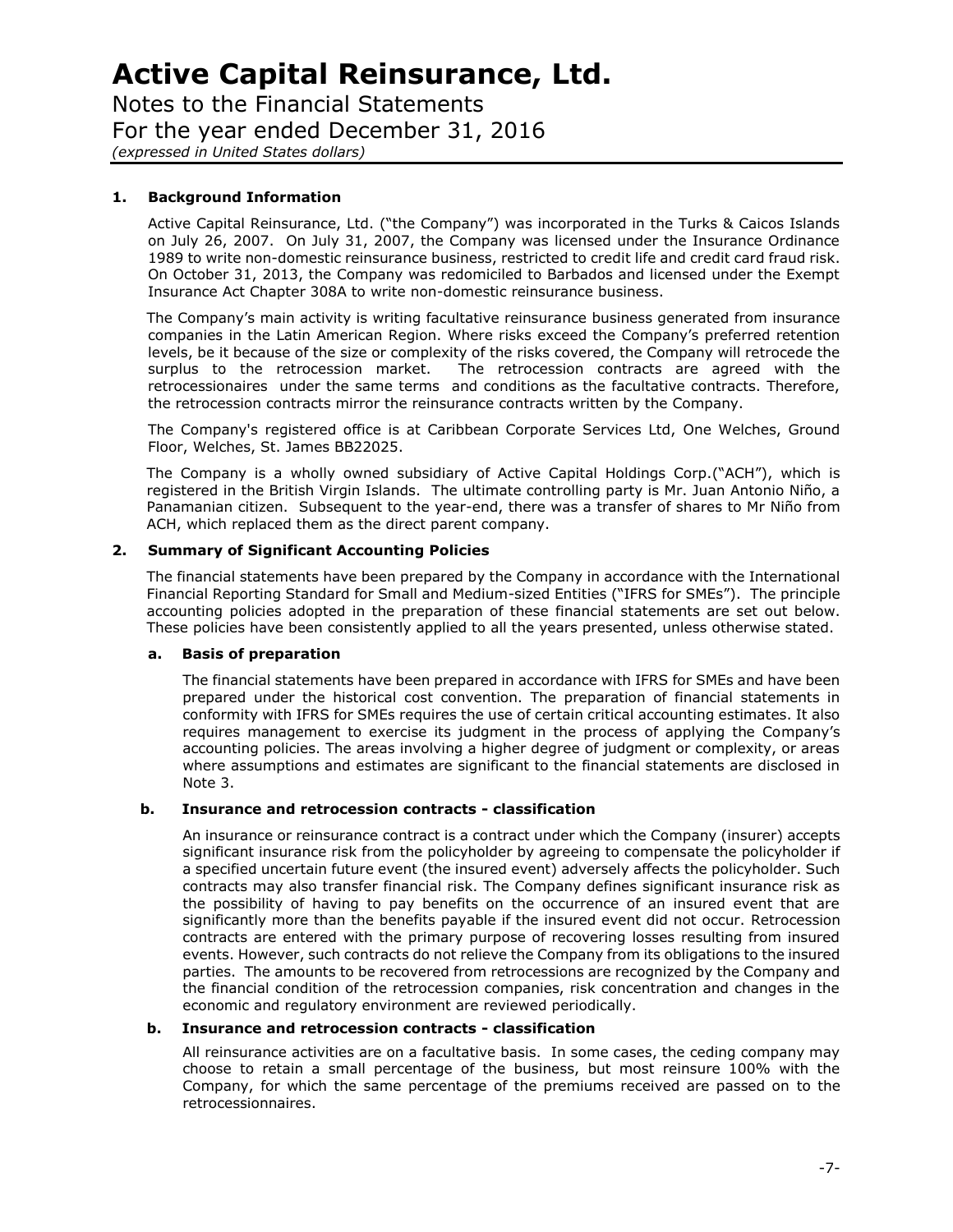# Active Capital Reinsurance, Ltd.

Notes to the Financial Statements

For the year ended December 31, 2016

*(expressed in United States dollars)*

## 1. Background Information

Active Capital Reinsurance, Ltd. ("the Company") was incorporated in the Turks & Caicos Islands on July 26, 2007. On July 31, 2007, the Company was licensed under the Insurance Ordinance 1989 to write non-domestic reinsurance business, restricted to credit life and credit card fraud risk. On October 31, 2013, the Company was redomiciled to Barbados and licensed under the Exempt Insurance Act Chapter 308A to write non-domestic reinsurance business.

The Company's main activity is writing facultative reinsurance business generated from insurance companies in the Latin American Region. Where risks exceed the Company's preferred retention levels, be it because of the size or complexity of the risks covered, the Company will retrocede the surplus to the retrocession market. The retrocession contracts are agreed with the retrocessionaires under the same terms and conditions as the facultative contracts. Therefore, the retrocession contracts mirror the reinsurance contracts written by the Company.

The Company's registered office is at Caribbean Corporate Services Ltd, One Welches, Ground Floor, Welches, St. James BB22025.

The Company is a wholly owned subsidiary of Active Capital Holdings Corp.("ACH"), which is registered in the British Virgin Islands. The ultimate controlling party is Mr. Juan Antonio Niño, a Panamanian citizen. Subsequent to the year-end, there was a transfer of shares to Mr Niño from ACH, which replaced them as the direct parent company.

## 2. Summary of Significant Accounting Policies

The financial statements have been prepared by the Company in accordance with the International Financial Reporting Standard for Small and Medium-sized Entities ("IFRS for SMEs"). The principle accounting policies adopted in the preparation of these financial statements are set out below. These policies have been consistently applied to all the years presented, unless otherwise stated.

### a. Basis of preparation

The financial statements have been prepared in accordance with IFRS for SMEs and have been prepared under the historical cost convention. The preparation of financial statements in conformity with IFRS for SMEs requires the use of certain critical accounting estimates. It also requires management to exercise its judgment in the process of applying the Company's accounting policies. The areas involving a higher degree of judgment or complexity, or areas where assumptions and estimates are significant to the financial statements are disclosed in Note 3.

### b. Insurance and retrocession contracts - classification

An insurance or reinsurance contract is a contract under which the Company (insurer) accepts significant insurance risk from the policyholder by agreeing to compensate the policyholder if a specified uncertain future event (the insured event) adversely affects the policyholder. Such contracts may also transfer financial risk. The Company defines significant insurance risk as the possibility of having to pay benefits on the occurrence of an insured event that are significantly more than the benefits payable if the insured event did not occur. Retrocession contracts are entered with the primary purpose of recovering losses resulting from insured events. However, such contracts do not relieve the Company from its obligations to the insured parties. The amounts to be recovered from retrocessions are recognized by the Company and the financial condition of the retrocession companies, risk concentration and changes in the economic and regulatory environment are reviewed periodically.

### b. Insurance and retrocession contracts - classification

All reinsurance activities are on a facultative basis. In some cases, the ceding company may choose to retain a small percentage of the business, but most reinsure 100% with the Company, for which the same percentage of the premiums received are passed on to the retrocessionnaires.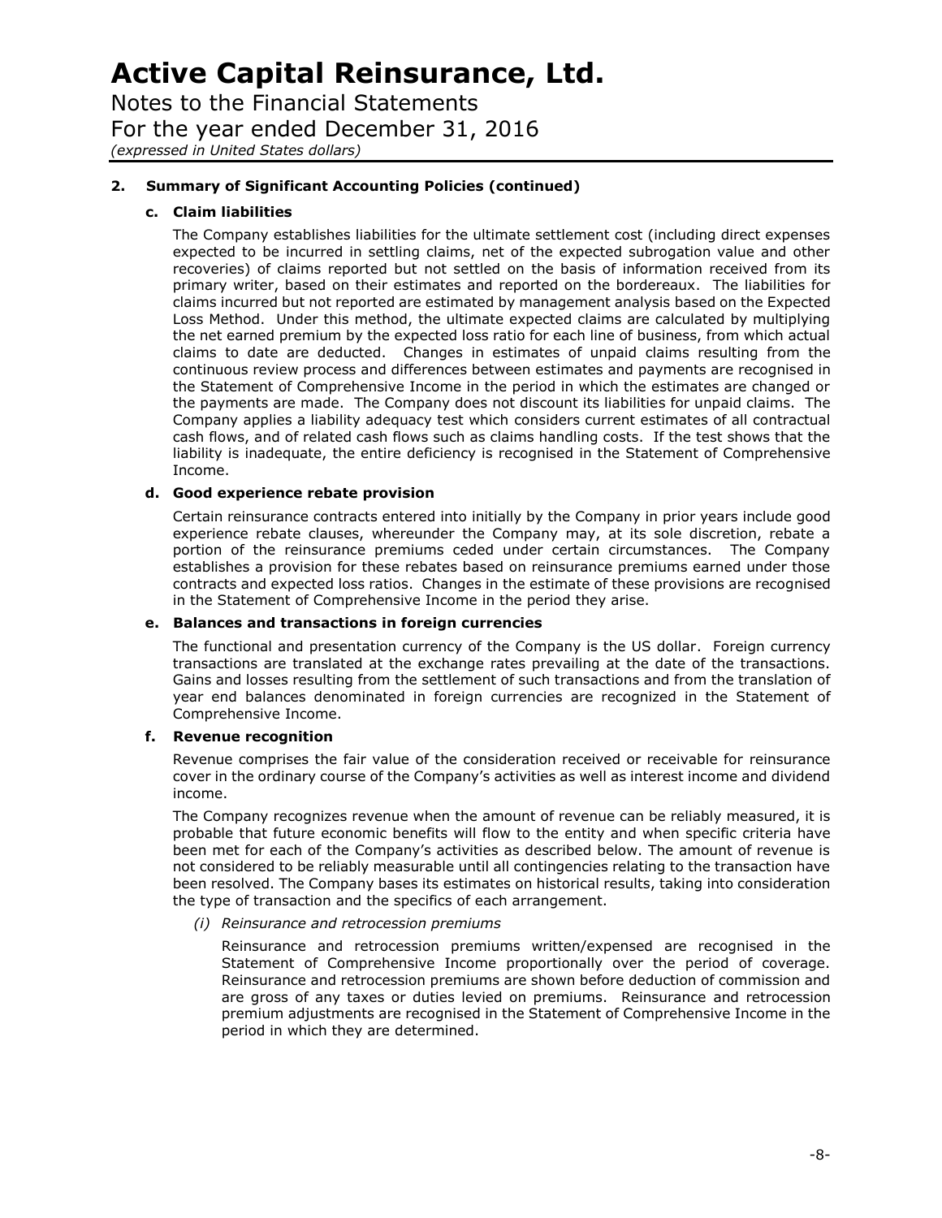## 2. Summary of Significant Accounting Policies (continued)

### c. Claim liabilities

The Company establishes liabilities for the ultimate settlement cost (including direct expenses expected to be incurred in settling claims, net of the expected subrogation value and other recoveries) of claims reported but not settled on the basis of information received from its primary writer, based on their estimates and reported on the bordereaux. The liabilities for claims incurred but not reported are estimated by management analysis based on the Expected Loss Method. Under this method, the ultimate expected claims are calculated by multiplying the net earned premium by the expected loss ratio for each line of business, from which actual claims to date are deducted. Changes in estimates of unpaid claims resulting from the continuous review process and differences between estimates and payments are recognised in the Statement of Comprehensive Income in the period in which the estimates are changed or the payments are made. The Company does not discount its liabilities for unpaid claims. The Company applies a liability adequacy test which considers current estimates of all contractual cash flows, and of related cash flows such as claims handling costs. If the test shows that the liability is inadequate, the entire deficiency is recognised in the Statement of Comprehensive Income.

### d. Good experience rebate provision

Certain reinsurance contracts entered into initially by the Company in prior years include good experience rebate clauses, whereunder the Company may, at its sole discretion, rebate a portion of the reinsurance premiums ceded under certain circumstances. The Company establishes a provision for these rebates based on reinsurance premiums earned under those contracts and expected loss ratios. Changes in the estimate of these provisions are recognised in the Statement of Comprehensive Income in the period they arise.

### e. Balances and transactions in foreign currencies

The functional and presentation currency of the Company is the US dollar. Foreign currency transactions are translated at the exchange rates prevailing at the date of the transactions. Gains and losses resulting from the settlement of such transactions and from the translation of year end balances denominated in foreign currencies are recognized in the Statement of Comprehensive Income.

### f. Revenue recognition

Revenue comprises the fair value of the consideration received or receivable for reinsurance cover in the ordinary course of the Company's activities as well as interest income and dividend income.

The Company recognizes revenue when the amount of revenue can be reliably measured, it is probable that future economic benefits will flow to the entity and when specific criteria have been met for each of the Company's activities as described below. The amount of revenue is not considered to be reliably measurable until all contingencies relating to the transaction have been resolved. The Company bases its estimates on historical results, taking into consideration the type of transaction and the specifics of each arrangement.

*(i) Reinsurance and retrocession premiums*

Reinsurance and retrocession premiums written/expensed are recognised in the Statement of Comprehensive Income proportionally over the period of coverage. Reinsurance and retrocession premiums are shown before deduction of commission and are gross of any taxes or duties levied on premiums. Reinsurance and retrocession premium adjustments are recognised in the Statement of Comprehensive Income in the period in which they are determined.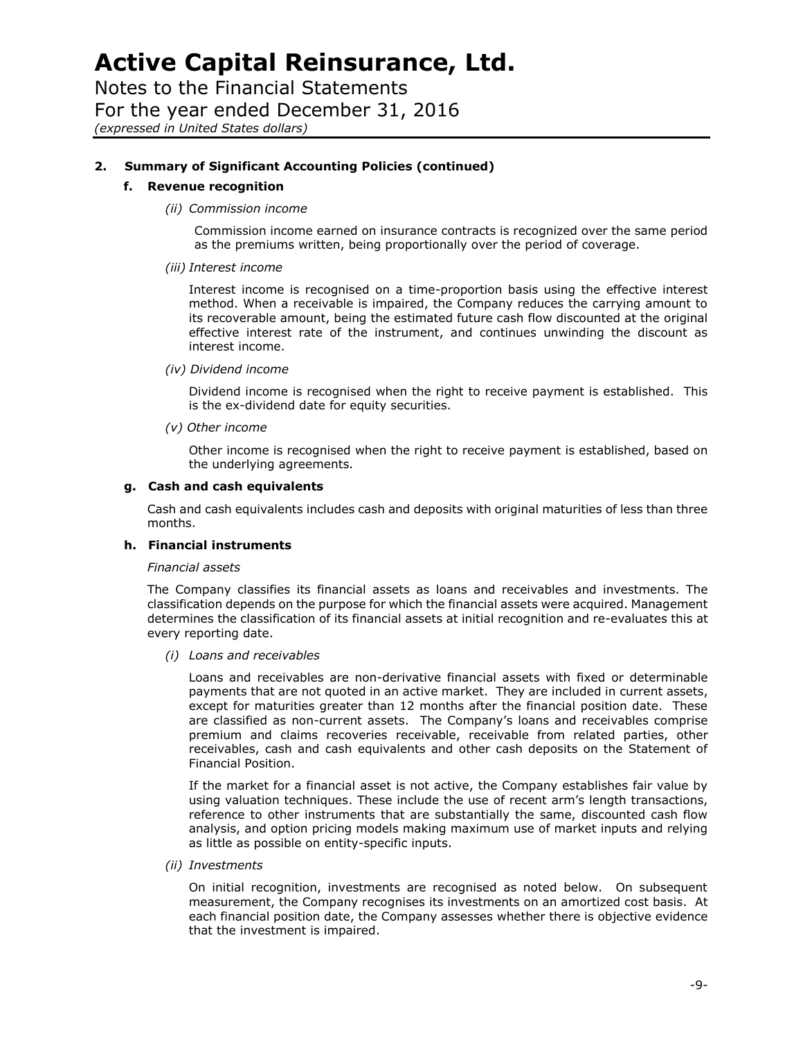## 2. Summary of Significant Accounting Policies (continued)

### f. Revenue recognition

*(ii) Commission income*

Commission income earned on insurance contracts is recognized over the same period as the premiums written, being proportionally over the period of coverage.

*(iii) Interest income*

Interest income is recognised on a time-proportion basis using the effective interest method. When a receivable is impaired, the Company reduces the carrying amount to its recoverable amount, being the estimated future cash flow discounted at the original effective interest rate of the instrument, and continues unwinding the discount as interest income.

*(iv) Dividend income*

Dividend income is recognised when the right to receive payment is established. This is the ex-dividend date for equity securities.

*(v) Other income*

Other income is recognised when the right to receive payment is established, based on the underlying agreements.

### g. Cash and cash equivalents

Cash and cash equivalents includes cash and deposits with original maturities of less than three months.

### h. Financial instruments

*Financial assets*

The Company classifies its financial assets as loans and receivables and investments. The classification depends on the purpose for which the financial assets were acquired. Management determines the classification of its financial assets at initial recognition and re-evaluates this at every reporting date.

*(i) Loans and receivables*

Loans and receivables are non-derivative financial assets with fixed or determinable payments that are not quoted in an active market. They are included in current assets, except for maturities greater than 12 months after the financial position date. These are classified as non-current assets. The Company's loans and receivables comprise premium and claims recoveries receivable, receivable from related parties, other receivables, cash and cash equivalents and other cash deposits on the Statement of Financial Position.

If the market for a financial asset is not active, the Company establishes fair value by using valuation techniques. These include the use of recent arm's length transactions, reference to other instruments that are substantially the same, discounted cash flow analysis, and option pricing models making maximum use of market inputs and relying as little as possible on entity-specific inputs.

*(ii) Investments*

On initial recognition, investments are recognised as noted below. On subsequent measurement, the Company recognises its investments on an amortized cost basis. At each financial position date, the Company assesses whether there is objective evidence that the investment is impaired.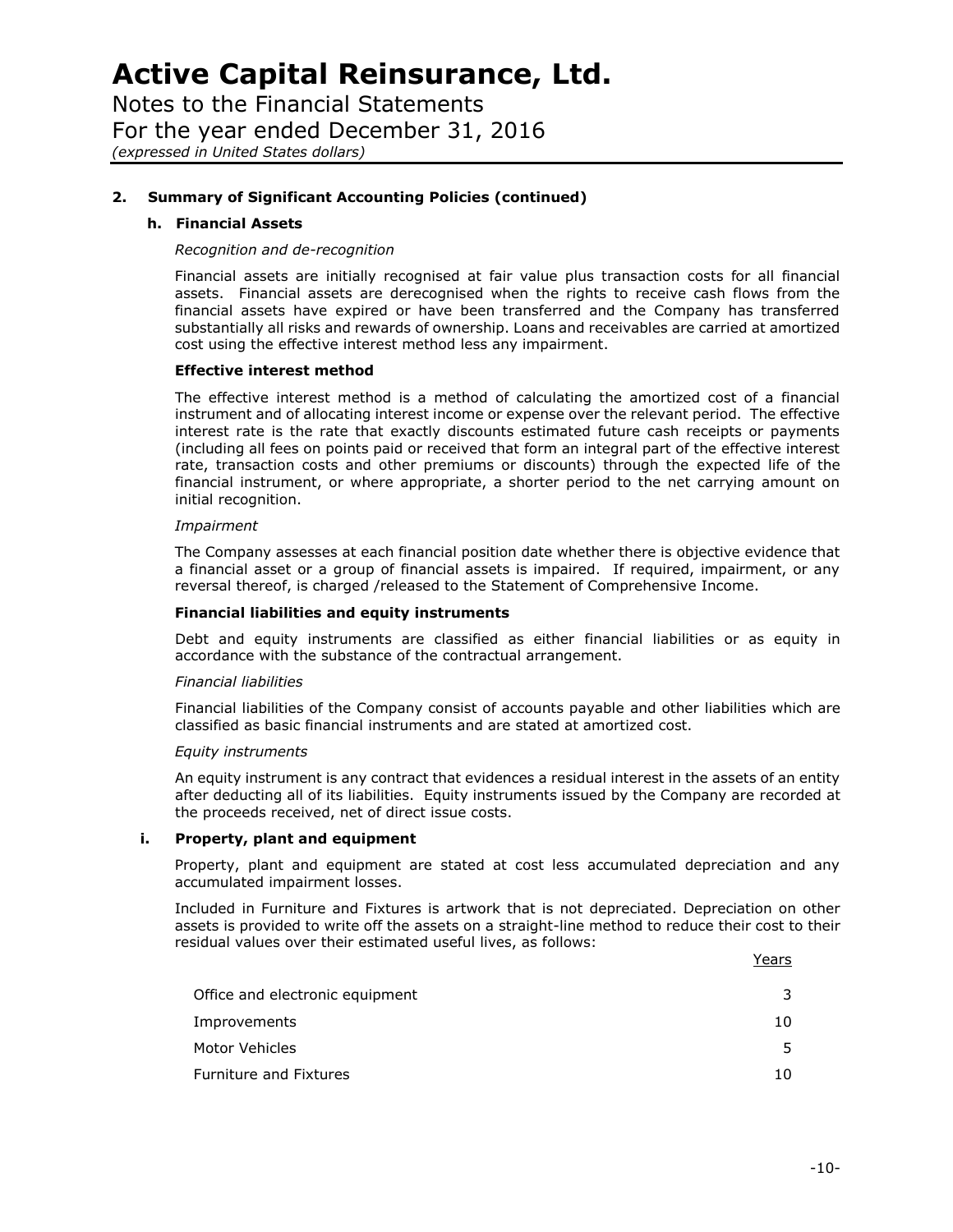# Active Capital Reinsurance, Ltd.

Notes to the Financial Statements
For the year ended December 31, 2016
*(expressed in United States dollars)*

## 2. Summary of Significant Accounting Policies (continued)

### h. Financial Assets

*Recognition and de-recognition*

Financial assets are initially recognised at fair value plus transaction costs for all financial assets. Financial assets are derecognised when the rights to receive cash flows from the financial assets have expired or have been transferred and the Company has transferred substantially all risks and rewards of ownership. Loans and receivables are carried at amortized cost using the effective interest method less any impairment.

**Effective interest method**

The effective interest method is a method of calculating the amortized cost of a financial instrument and of allocating interest income or expense over the relevant period. The effective interest rate is the rate that exactly discounts estimated future cash receipts or payments (including all fees on points paid or received that form an integral part of the effective interest rate, transaction costs and other premiums or discounts) through the expected life of the financial instrument, or where appropriate, a shorter period to the net carrying amount on initial recognition.

*Impairment*

The Company assesses at each financial position date whether there is objective evidence that a financial asset or a group of financial assets is impaired. If required, impairment, or any reversal thereof, is charged /released to the Statement of Comprehensive Income.

**Financial liabilities and equity instruments**

Debt and equity instruments are classified as either financial liabilities or as equity in accordance with the substance of the contractual arrangement.

*Financial liabilities*

Financial liabilities of the Company consist of accounts payable and other liabilities which are classified as basic financial instruments and are stated at amortized cost.

*Equity instruments*

An equity instrument is any contract that evidences a residual interest in the assets of an entity after deducting all of its liabilities. Equity instruments issued by the Company are recorded at the proceeds received, net of direct issue costs.

### i. Property, plant and equipment

Property, plant and equipment are stated at cost less accumulated depreciation and any accumulated impairment losses.

Included in Furniture and Fixtures is artwork that is not depreciated. Depreciation on other assets is provided to write off the assets on a straight-line method to reduce their cost to their residual values over their estimated useful lives, as follows:

| | Years |
|---|---|
| Office and electronic equipment | 3 |
| Improvements | 10 |
| Motor Vehicles | 5 |
| Furniture and Fixtures | 10 |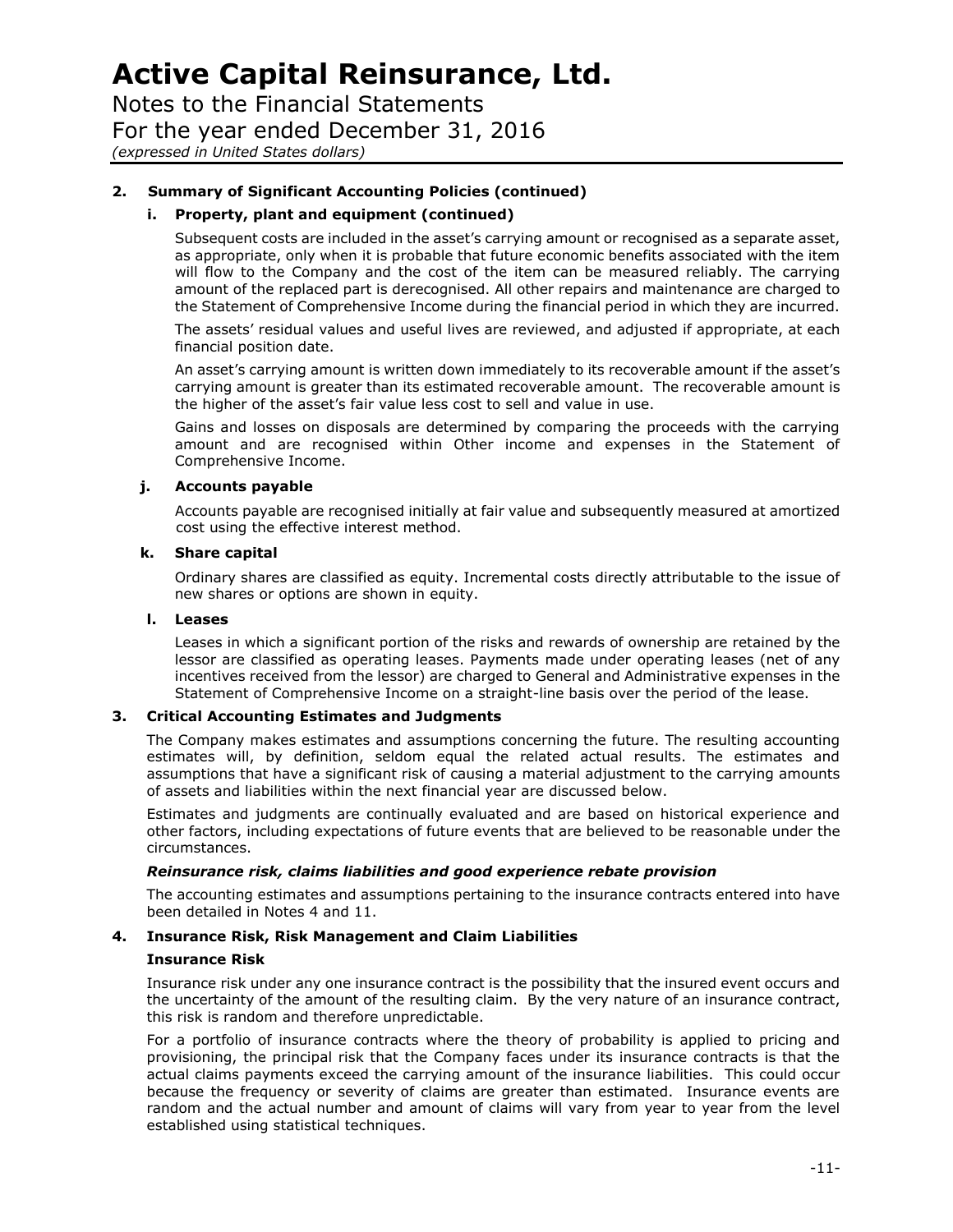## 2. Summary of Significant Accounting Policies (continued)

### i. Property, plant and equipment (continued)

Subsequent costs are included in the asset's carrying amount or recognised as a separate asset, as appropriate, only when it is probable that future economic benefits associated with the item will flow to the Company and the cost of the item can be measured reliably. The carrying amount of the replaced part is derecognised. All other repairs and maintenance are charged to the Statement of Comprehensive Income during the financial period in which they are incurred.

The assets' residual values and useful lives are reviewed, and adjusted if appropriate, at each financial position date.

An asset's carrying amount is written down immediately to its recoverable amount if the asset's carrying amount is greater than its estimated recoverable amount. The recoverable amount is the higher of the asset's fair value less cost to sell and value in use.

Gains and losses on disposals are determined by comparing the proceeds with the carrying amount and are recognised within Other income and expenses in the Statement of Comprehensive Income.

### j. Accounts payable

Accounts payable are recognised initially at fair value and subsequently measured at amortized cost using the effective interest method.

### k. Share capital

Ordinary shares are classified as equity. Incremental costs directly attributable to the issue of new shares or options are shown in equity.

### l. Leases

Leases in which a significant portion of the risks and rewards of ownership are retained by the lessor are classified as operating leases. Payments made under operating leases (net of any incentives received from the lessor) are charged to General and Administrative expenses in the Statement of Comprehensive Income on a straight-line basis over the period of the lease.

## 3. Critical Accounting Estimates and Judgments

The Company makes estimates and assumptions concerning the future. The resulting accounting estimates will, by definition, seldom equal the related actual results. The estimates and assumptions that have a significant risk of causing a material adjustment to the carrying amounts of assets and liabilities within the next financial year are discussed below.

Estimates and judgments are continually evaluated and are based on historical experience and other factors, including expectations of future events that are believed to be reasonable under the circumstances.

***Reinsurance risk, claims liabilities and good experience rebate provision***

The accounting estimates and assumptions pertaining to the insurance contracts entered into have been detailed in Notes 4 and 11.

## 4. Insurance Risk, Risk Management and Claim Liabilities

### Insurance Risk

Insurance risk under any one insurance contract is the possibility that the insured event occurs and the uncertainty of the amount of the resulting claim. By the very nature of an insurance contract, this risk is random and therefore unpredictable.

For a portfolio of insurance contracts where the theory of probability is applied to pricing and provisioning, the principal risk that the Company faces under its insurance contracts is that the actual claims payments exceed the carrying amount of the insurance liabilities. This could occur because the frequency or severity of claims are greater than estimated. Insurance events are random and the actual number and amount of claims will vary from year to year from the level established using statistical techniques.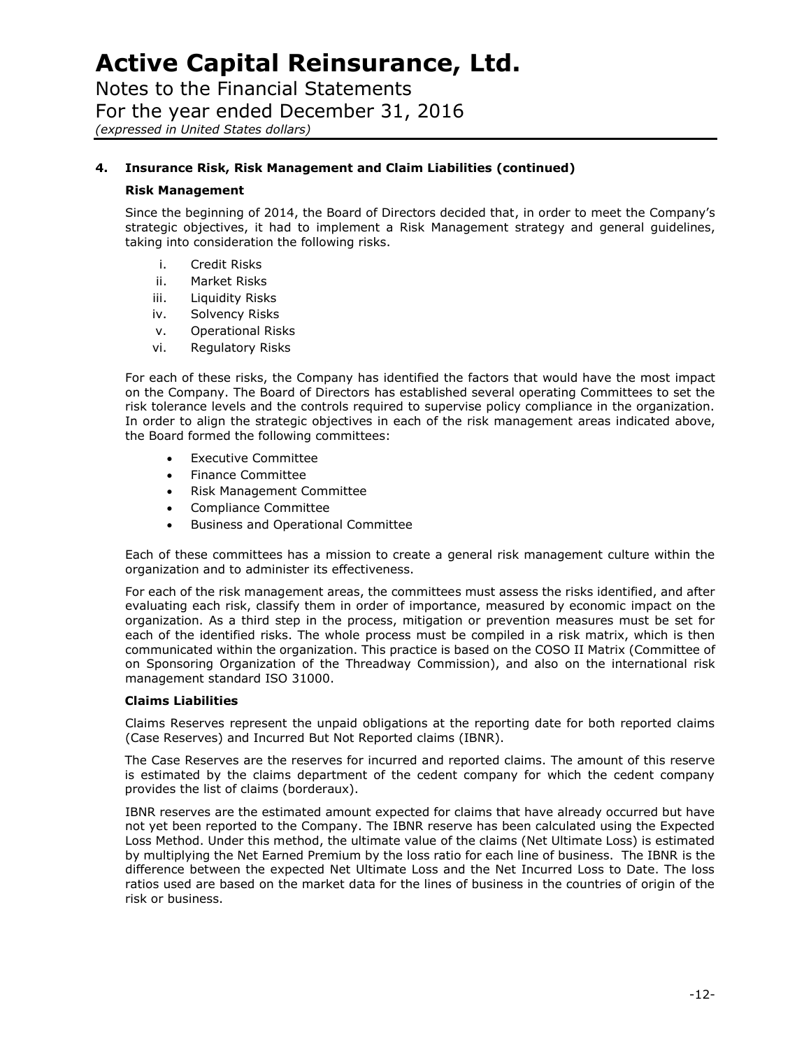## 4. Insurance Risk, Risk Management and Claim Liabilities (continued)

### Risk Management

Since the beginning of 2014, the Board of Directors decided that, in order to meet the Company's strategic objectives, it had to implement a Risk Management strategy and general guidelines, taking into consideration the following risks.

i. Credit Risks
ii. Market Risks
iii. Liquidity Risks
iv. Solvency Risks
v. Operational Risks
vi. Regulatory Risks

For each of these risks, the Company has identified the factors that would have the most impact on the Company. The Board of Directors has established several operating Committees to set the risk tolerance levels and the controls required to supervise policy compliance in the organization. In order to align the strategic objectives in each of the risk management areas indicated above, the Board formed the following committees:

- Executive Committee
- Finance Committee
- Risk Management Committee
- Compliance Committee
- Business and Operational Committee

Each of these committees has a mission to create a general risk management culture within the organization and to administer its effectiveness.

For each of the risk management areas, the committees must assess the risks identified, and after evaluating each risk, classify them in order of importance, measured by economic impact on the organization. As a third step in the process, mitigation or prevention measures must be set for each of the identified risks. The whole process must be compiled in a risk matrix, which is then communicated within the organization. This practice is based on the COSO II Matrix (Committee of on Sponsoring Organization of the Threadway Commission), and also on the international risk management standard ISO 31000.

### Claims Liabilities

Claims Reserves represent the unpaid obligations at the reporting date for both reported claims (Case Reserves) and Incurred But Not Reported claims (IBNR).

The Case Reserves are the reserves for incurred and reported claims. The amount of this reserve is estimated by the claims department of the cedent company for which the cedent company provides the list of claims (borderaux).

IBNR reserves are the estimated amount expected for claims that have already occurred but have not yet been reported to the Company. The IBNR reserve has been calculated using the Expected Loss Method. Under this method, the ultimate value of the claims (Net Ultimate Loss) is estimated by multiplying the Net Earned Premium by the loss ratio for each line of business. The IBNR is the difference between the expected Net Ultimate Loss and the Net Incurred Loss to Date. The loss ratios used are based on the market data for the lines of business in the countries of origin of the risk or business.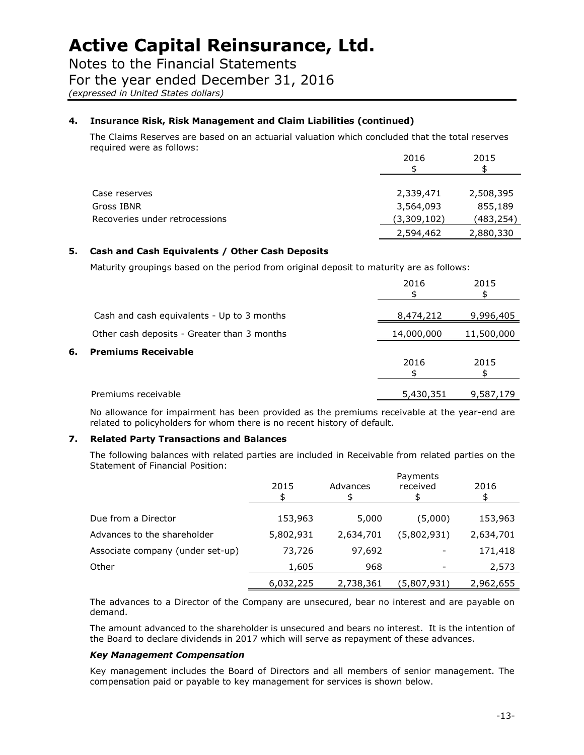# Active Capital Reinsurance, Ltd.

Notes to the Financial Statements

For the year ended December 31, 2016

*(expressed in United States dollars)*

### 4. Insurance Risk, Risk Management and Claim Liabilities (continued)

The Claims Reserves are based on an actuarial valuation which concluded that the total reserves required were as follows:

| | 2016 $ | 2015 $ |
|---|---|---|
| Case reserves | 2,339,471 | 2,508,395 |
| Gross IBNR | 3,564,093 | 855,189 |
| Recoveries under retrocessions | (3,309,102) | (483,254) |
| | 2,594,462 | 2,880,330 |

### 5. Cash and Cash Equivalents / Other Cash Deposits

Maturity groupings based on the period from original deposit to maturity are as follows:

| | 2016 $ | 2015 $ |
|---|---|---|
| Cash and cash equivalents - Up to 3 months | 8,474,212 | 9,996,405 |
| Other cash deposits - Greater than 3 months | 14,000,000 | 11,500,000 |

### 6. Premiums Receivable

| | 2016 $ | 2015 $ |
|---|---|---|
| Premiums receivable | 5,430,351 | 9,587,179 |

No allowance for impairment has been provided as the premiums receivable at the year-end are related to policyholders for whom there is no recent history of default.

### 7. Related Party Transactions and Balances

The following balances with related parties are included in Receivable from related parties on the Statement of Financial Position:

| | 2015 $ | Advances $ | Payments received $ | 2016 $ |
|---|---|---|---|---|
| Due from a Director | 153,963 | 5,000 | (5,000) | 153,963 |
| Advances to the shareholder | 5,802,931 | 2,634,701 | (5,802,931) | 2,634,701 |
| Associate company (under set-up) | 73,726 | 97,692 | - | 171,418 |
| Other | 1,605 | 968 | - | 2,573 |
| | 6,032,225 | 2,738,361 | (5,807,931) | 2,962,655 |

The advances to a Director of the Company are unsecured, bear no interest and are payable on demand.

The amount advanced to the shareholder is unsecured and bears no interest. It is the intention of the Board to declare dividends in 2017 which will serve as repayment of these advances.

***Key Management Compensation***

Key management includes the Board of Directors and all members of senior management. The compensation paid or payable to key management for services is shown below.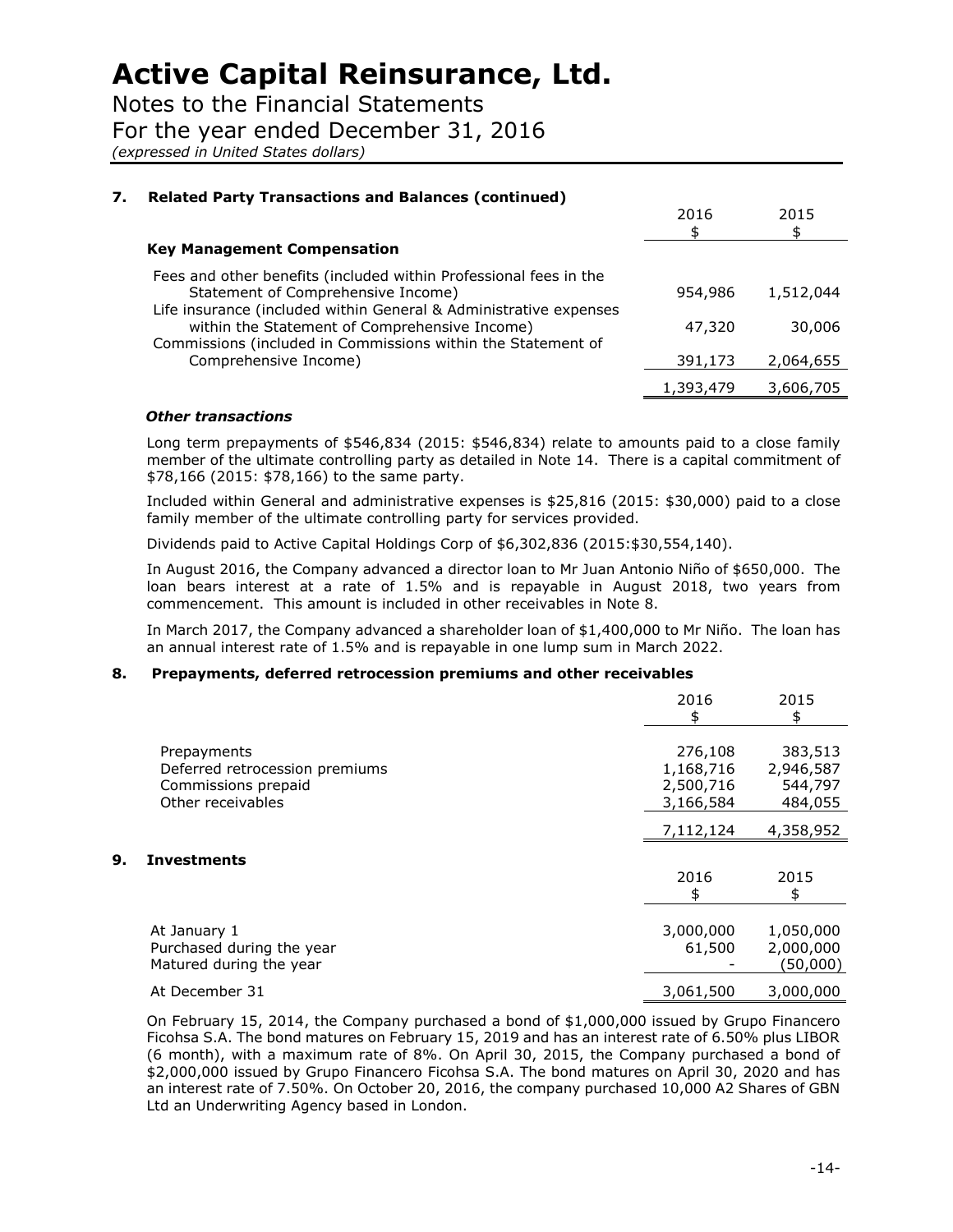# Active Capital Reinsurance, Ltd.

Notes to the Financial Statements

For the year ended December 31, 2016

*(expressed in United States dollars)*

## 7. Related Party Transactions and Balances (continued)

| | 2016<br>$ | 2015<br>$ |
|---|---|---|
| **Key Management Compensation** | | |
| Fees and other benefits (included within Professional fees in the Statement of Comprehensive Income) | 954,986 | 1,512,044 |
| Life insurance (included within General & Administrative expenses within the Statement of Comprehensive Income) | 47,320 | 30,006 |
| Commissions (included in Commissions within the Statement of Comprehensive Income) | 391,173 | 2,064,655 |
| | 1,393,479 | 3,606,705 |

***Other transactions***

Long term prepayments of $546,834 (2015: $546,834) relate to amounts paid to a close family member of the ultimate controlling party as detailed in Note 14. There is a capital commitment of $78,166 (2015: $78,166) to the same party.

Included within General and administrative expenses is $25,816 (2015: $30,000) paid to a close family member of the ultimate controlling party for services provided.

Dividends paid to Active Capital Holdings Corp of $6,302,836 (2015:$30,554,140).

In August 2016, the Company advanced a director loan to Mr Juan Antonio Niño of $650,000. The loan bears interest at a rate of 1.5% and is repayable in August 2018, two years from commencement. This amount is included in other receivables in Note 8.

In March 2017, the Company advanced a shareholder loan of $1,400,000 to Mr Niño. The loan has an annual interest rate of 1.5% and is repayable in one lump sum in March 2022.

## 8. Prepayments, deferred retrocession premiums and other receivables

| | 2016<br>$ | 2015<br>$ |
|---|---|---|
| Prepayments | 276,108 | 383,513 |
| Deferred retrocession premiums | 1,168,716 | 2,946,587 |
| Commissions prepaid | 2,500,716 | 544,797 |
| Other receivables | 3,166,584 | 484,055 |
| | 7,112,124 | 4,358,952 |

## 9. Investments

| | 2016<br>$ | 2015<br>$ |
|---|---|---|
| At January 1 | 3,000,000 | 1,050,000 |
| Purchased during the year | 61,500 | 2,000,000 |
| Matured during the year | - | (50,000) |
| At December 31 | 3,061,500 | 3,000,000 |

On February 15, 2014, the Company purchased a bond of $1,000,000 issued by Grupo Financero Ficohsa S.A. The bond matures on February 15, 2019 and has an interest rate of 6.50% plus LIBOR (6 month), with a maximum rate of 8%. On April 30, 2015, the Company purchased a bond of $2,000,000 issued by Grupo Financero Ficohsa S.A. The bond matures on April 30, 2020 and has an interest rate of 7.50%. On October 20, 2016, the company purchased 10,000 A2 Shares of GBN Ltd an Underwriting Agency based in London.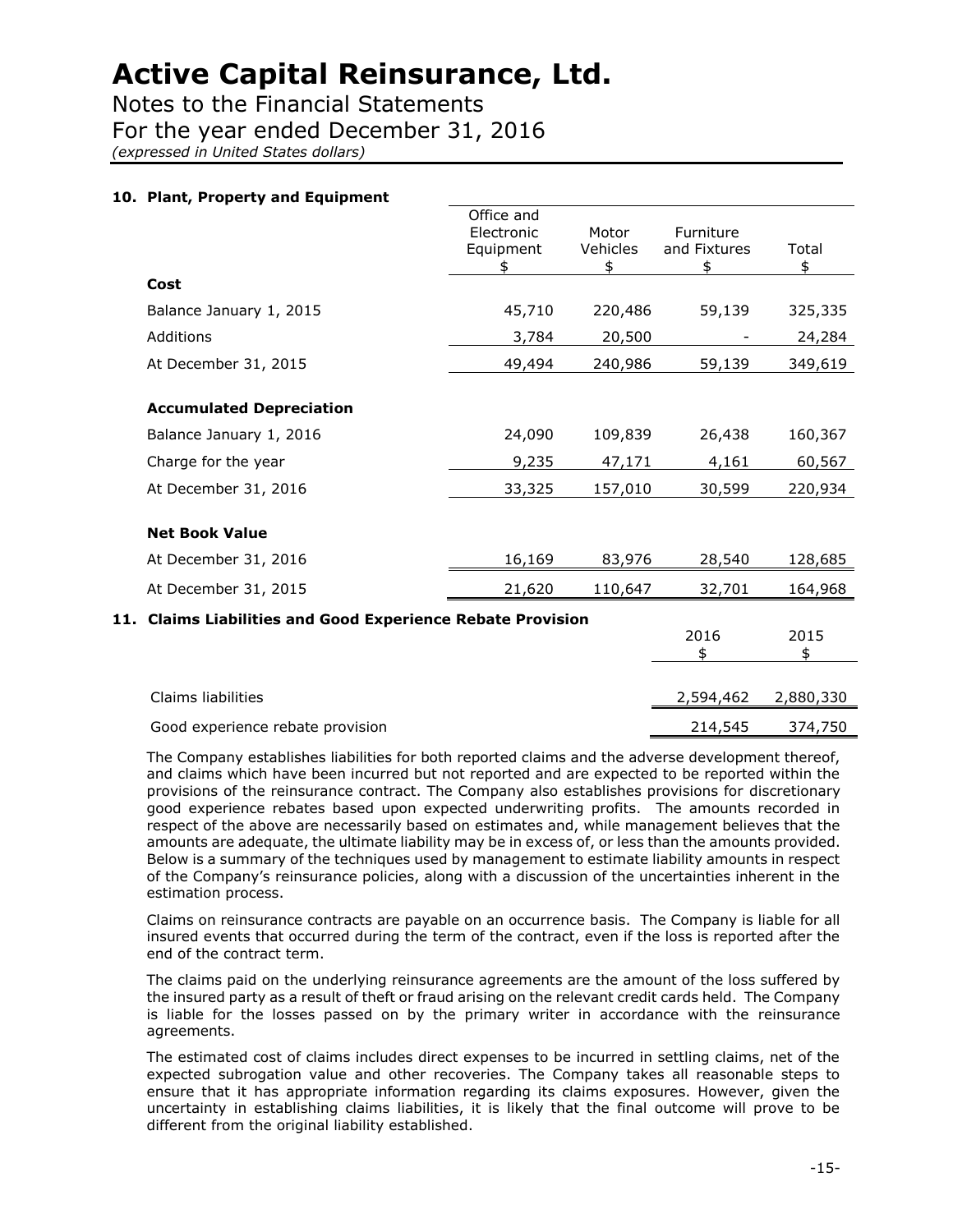# Active Capital Reinsurance, Ltd.

Notes to the Financial Statements

For the year ended December 31, 2016

*(expressed in United States dollars)*

## 10. Plant, Property and Equipment

| | Office and Electronic Equipment<br>$ | Motor Vehicles<br>$ | Furniture and Fixtures<br>$ | Total<br>$ |
|---|---|---|---|---|
| **Cost** | | | | |
| Balance January 1, 2015 | 45,710 | 220,486 | 59,139 | 325,335 |
| Additions | 3,784 | 20,500 | - | 24,284 |
| At December 31, 2015 | 49,494 | 240,986 | 59,139 | 349,619 |
| | | | | |
| **Accumulated Depreciation** | | | | |
| Balance January 1, 2016 | 24,090 | 109,839 | 26,438 | 160,367 |
| Charge for the year | 9,235 | 47,171 | 4,161 | 60,567 |
| At December 31, 2016 | 33,325 | 157,010 | 30,599 | 220,934 |
| | | | | |
| **Net Book Value** | | | | |
| At December 31, 2016 | 16,169 | 83,976 | 28,540 | 128,685 |
| At December 31, 2015 | 21,620 | 110,647 | 32,701 | 164,968 |

## 11. Claims Liabilities and Good Experience Rebate Provision

| | 2016<br>$ | 2015<br>$ |
|---|---|---|
| Claims liabilities | 2,594,462 | 2,880,330 |
| Good experience rebate provision | 214,545 | 374,750 |

The Company establishes liabilities for both reported claims and the adverse development thereof, and claims which have been incurred but not reported and are expected to be reported within the provisions of the reinsurance contract. The Company also establishes provisions for discretionary good experience rebates based upon expected underwriting profits. The amounts recorded in respect of the above are necessarily based on estimates and, while management believes that the amounts are adequate, the ultimate liability may be in excess of, or less than the amounts provided. Below is a summary of the techniques used by management to estimate liability amounts in respect of the Company's reinsurance policies, along with a discussion of the uncertainties inherent in the estimation process.

Claims on reinsurance contracts are payable on an occurrence basis. The Company is liable for all insured events that occurred during the term of the contract, even if the loss is reported after the end of the contract term.

The claims paid on the underlying reinsurance agreements are the amount of the loss suffered by the insured party as a result of theft or fraud arising on the relevant credit cards held. The Company is liable for the losses passed on by the primary writer in accordance with the reinsurance agreements.

The estimated cost of claims includes direct expenses to be incurred in settling claims, net of the expected subrogation value and other recoveries. The Company takes all reasonable steps to ensure that it has appropriate information regarding its claims exposures. However, given the uncertainty in establishing claims liabilities, it is likely that the final outcome will prove to be different from the original liability established.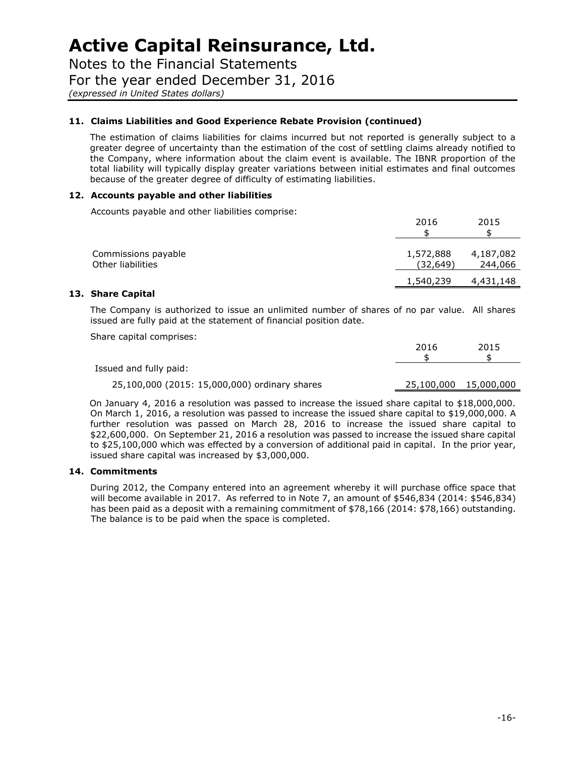### 11. Claims Liabilities and Good Experience Rebate Provision (continued)

The estimation of claims liabilities for claims incurred but not reported is generally subject to a greater degree of uncertainty than the estimation of the cost of settling claims already notified to the Company, where information about the claim event is available. The IBNR proportion of the total liability will typically display greater variations between initial estimates and final outcomes because of the greater degree of difficulty of estimating liabilities.

### 12. Accounts payable and other liabilities

Accounts payable and other liabilities comprise:

| | 2016 $ | 2015 $ |
|---|---|---|
| Commissions payable | 1,572,888 | 4,187,082 |
| Other liabilities | (32,649) | 244,066 |
| | 1,540,239 | 4,431,148 |

### 13. Share Capital

The Company is authorized to issue an unlimited number of shares of no par value. All shares issued are fully paid at the statement of financial position date.

Share capital comprises:

| | 2016 $ | 2015 $ |
|---|---|---|
| Issued and fully paid: | | |
| 25,100,000 (2015: 15,000,000) ordinary shares | 25,100,000 | 15,000,000 |

On January 4, 2016 a resolution was passed to increase the issued share capital to $18,000,000. On March 1, 2016, a resolution was passed to increase the issued share capital to $19,000,000. A further resolution was passed on March 28, 2016 to increase the issued share capital to $22,600,000. On September 21, 2016 a resolution was passed to increase the issued share capital to $25,100,000 which was effected by a conversion of additional paid in capital. In the prior year, issued share capital was increased by $3,000,000.

### 14. Commitments

During 2012, the Company entered into an agreement whereby it will purchase office space that will become available in 2017. As referred to in Note 7, an amount of $546,834 (2014: $546,834) has been paid as a deposit with a remaining commitment of $78,166 (2014: $78,166) outstanding. The balance is to be paid when the space is completed.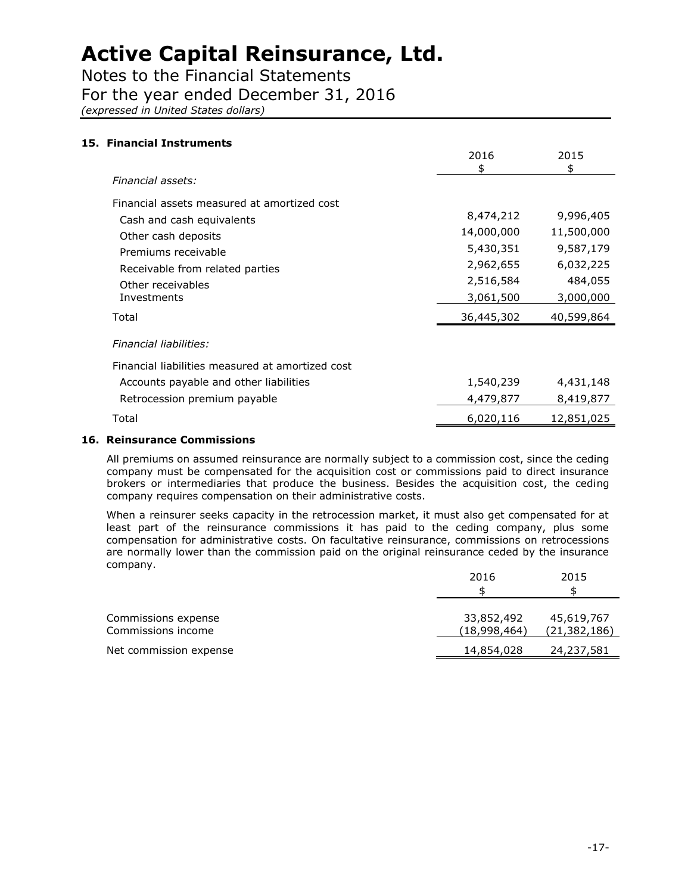# Active Capital Reinsurance, Ltd.

Notes to the Financial Statements
For the year ended December 31, 2016
*(expressed in United States dollars)*

### 15. Financial Instruments

| | 2016<br>$ | 2015<br>$ |
|---|---|---|
| *Financial assets:* | | |
| Financial assets measured at amortized cost | | |
| Cash and cash equivalents | 8,474,212 | 9,996,405 |
| Other cash deposits | 14,000,000 | 11,500,000 |
| Premiums receivable | 5,430,351 | 9,587,179 |
| Receivable from related parties | 2,962,655 | 6,032,225 |
| Other receivables | 2,516,584 | 484,055 |
| Investments | 3,061,500 | 3,000,000 |
| Total | 36,445,302 | 40,599,864 |
| *Financial liabilities:* | | |
| Financial liabilities measured at amortized cost | | |
| Accounts payable and other liabilities | 1,540,239 | 4,431,148 |
| Retrocession premium payable | 4,479,877 | 8,419,877 |
| Total | 6,020,116 | 12,851,025 |

### 16. Reinsurance Commissions

All premiums on assumed reinsurance are normally subject to a commission cost, since the ceding company must be compensated for the acquisition cost or commissions paid to direct insurance brokers or intermediaries that produce the business. Besides the acquisition cost, the ceding company requires compensation on their administrative costs.

When a reinsurer seeks capacity in the retrocession market, it must also get compensated for at least part of the reinsurance commissions it has paid to the ceding company, plus some compensation for administrative costs. On facultative reinsurance, commissions on retrocessions are normally lower than the commission paid on the original reinsurance ceded by the insurance company.

| | 2016<br>$ | 2015<br>$ |
|---|---|---|
| Commissions expense | 33,852,492 | 45,619,767 |
| Commissions income | (18,998,464) | (21,382,186) |
| Net commission expense | 14,854,028 | 24,237,581 |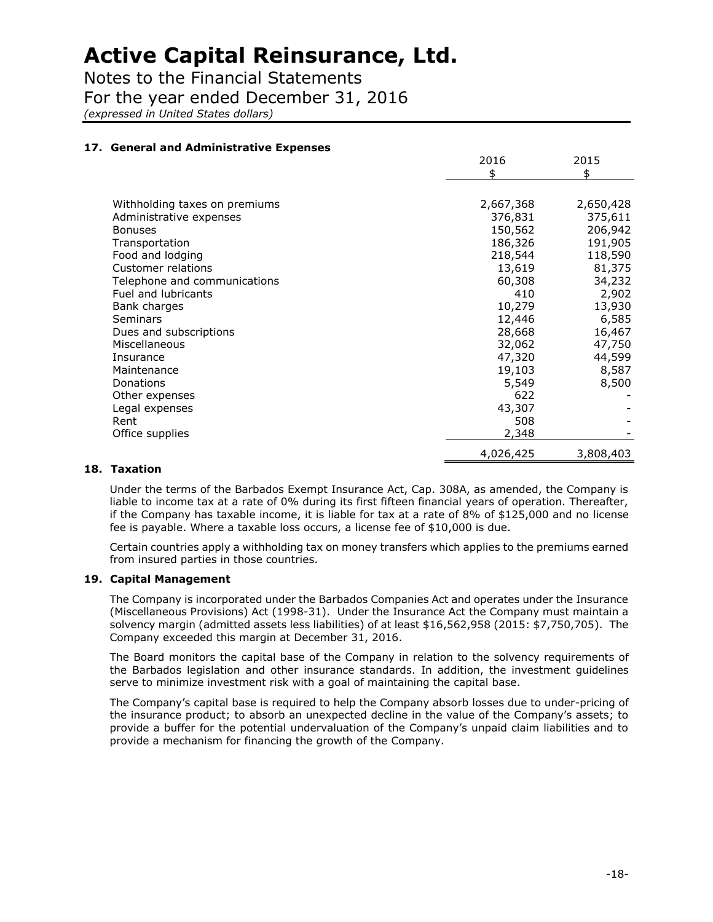# Active Capital Reinsurance, Ltd.

Notes to the Financial Statements

For the year ended December 31, 2016

*(expressed in United States dollars)*

### 17. General and Administrative Expenses

| | 2016 $ | 2015 $ |
|---|---|---|
| Withholding taxes on premiums | 2,667,368 | 2,650,428 |
| Administrative expenses | 376,831 | 375,611 |
| Bonuses | 150,562 | 206,942 |
| Transportation | 186,326 | 191,905 |
| Food and lodging | 218,544 | 118,590 |
| Customer relations | 13,619 | 81,375 |
| Telephone and communications | 60,308 | 34,232 |
| Fuel and lubricants | 410 | 2,902 |
| Bank charges | 10,279 | 13,930 |
| Seminars | 12,446 | 6,585 |
| Dues and subscriptions | 28,668 | 16,467 |
| Miscellaneous | 32,062 | 47,750 |
| Insurance | 47,320 | 44,599 |
| Maintenance | 19,103 | 8,587 |
| Donations | 5,549 | 8,500 |
| Other expenses | 622 | - |
| Legal expenses | 43,307 | - |
| Rent | 508 | - |
| Office supplies | 2,348 | - |
| | 4,026,425 | 3,808,403 |

### 18. Taxation

Under the terms of the Barbados Exempt Insurance Act, Cap. 308A, as amended, the Company is liable to income tax at a rate of 0% during its first fifteen financial years of operation. Thereafter, if the Company has taxable income, it is liable for tax at a rate of 8% of $125,000 and no license fee is payable. Where a taxable loss occurs, a license fee of $10,000 is due.

Certain countries apply a withholding tax on money transfers which applies to the premiums earned from insured parties in those countries.

### 19. Capital Management

The Company is incorporated under the Barbados Companies Act and operates under the Insurance (Miscellaneous Provisions) Act (1998-31). Under the Insurance Act the Company must maintain a solvency margin (admitted assets less liabilities) of at least $16,562,958 (2015: $7,750,705). The Company exceeded this margin at December 31, 2016.

The Board monitors the capital base of the Company in relation to the solvency requirements of the Barbados legislation and other insurance standards. In addition, the investment guidelines serve to minimize investment risk with a goal of maintaining the capital base.

The Company's capital base is required to help the Company absorb losses due to under-pricing of the insurance product; to absorb an unexpected decline in the value of the Company's assets; to provide a buffer for the potential undervaluation of the Company's unpaid claim liabilities and to provide a mechanism for financing the growth of the Company.